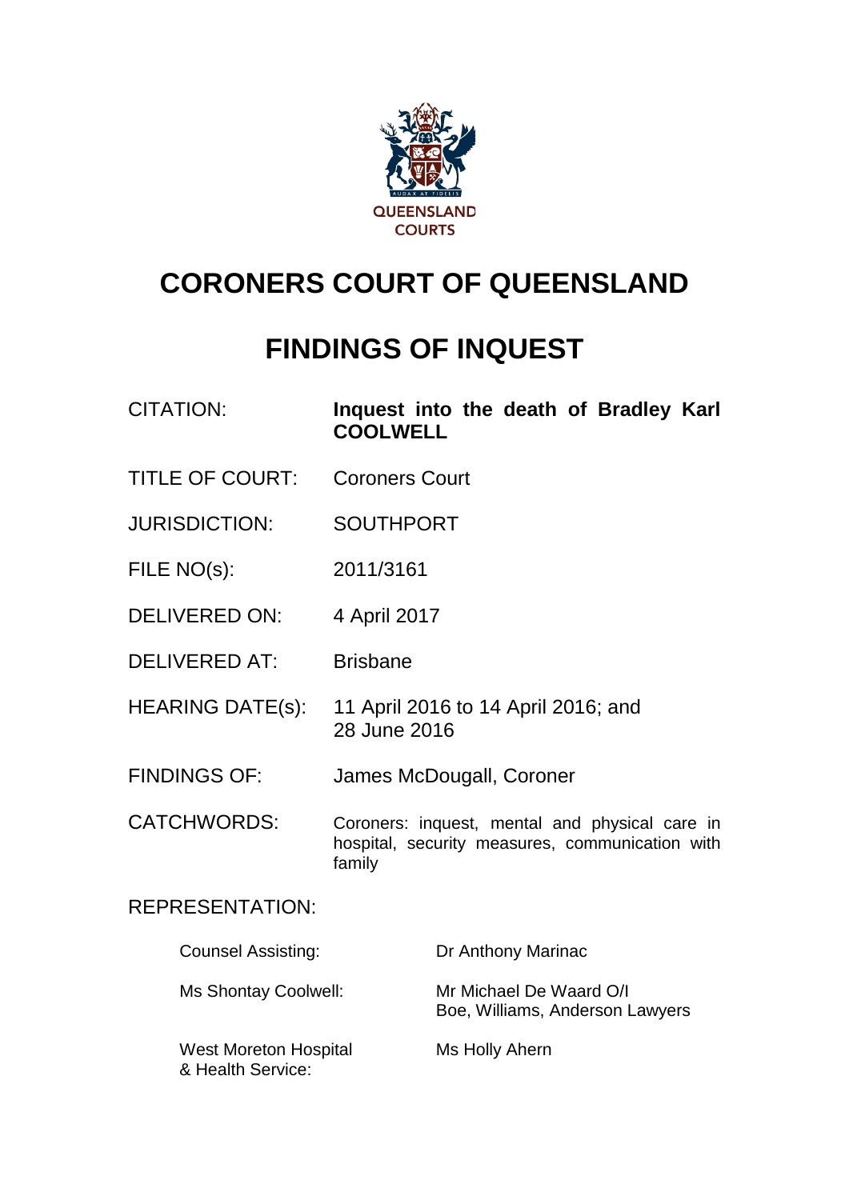QUEENSLAND COURTS

# CORONERS COURT OF QUEENSLAND

# FINDINGS OF INQUEST

| | |
|---|---|
| CITATION: | **Inquest into the death of Bradley Karl COOLWELL** |
| TITLE OF COURT: | Coroners Court |
| JURISDICTION: | SOUTHPORT |
| FILE NO(s): | 2011/3161 |
| DELIVERED ON: | 4 April 2017 |
| DELIVERED AT: | Brisbane |
| HEARING DATE(s): | 11 April 2016 to 14 April 2016; and 28 June 2016 |
| FINDINGS OF: | James McDougall, Coroner |
| CATCHWORDS: | Coroners: inquest, mental and physical care in hospital, security measures, communication with family |

REPRESENTATION:

| | |
|---|---|
| Counsel Assisting: | Dr Anthony Marinac |
| Ms Shontay Coolwell: | Mr Michael De Waard O/I Boe, Williams, Anderson Lawyers |
| West Moreton Hospital & Health Service: | Ms Holly Ahern |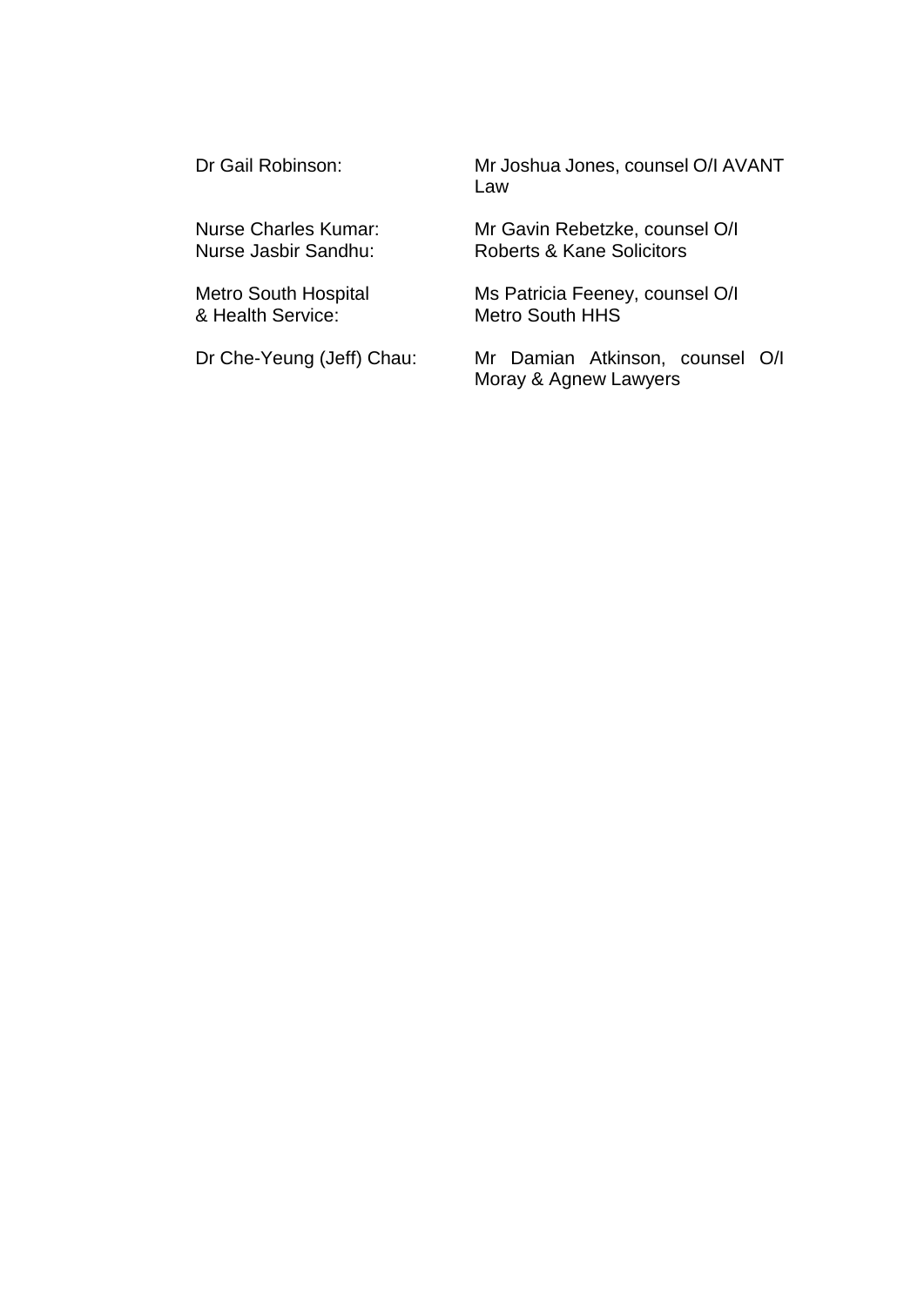| | |
|---|---|
| Dr Gail Robinson: | Mr Joshua Jones, counsel O/I AVANT Law |
| Nurse Charles Kumar: Nurse Jasbir Sandhu: | Mr Gavin Rebetzke, counsel O/I Roberts & Kane Solicitors |
| Metro South Hospital & Health Service: | Ms Patricia Feeney, counsel O/I Metro South HHS |
| Dr Che-Yeung (Jeff) Chau: | Mr Damian Atkinson, counsel O/I Moray & Agnew Lawyers |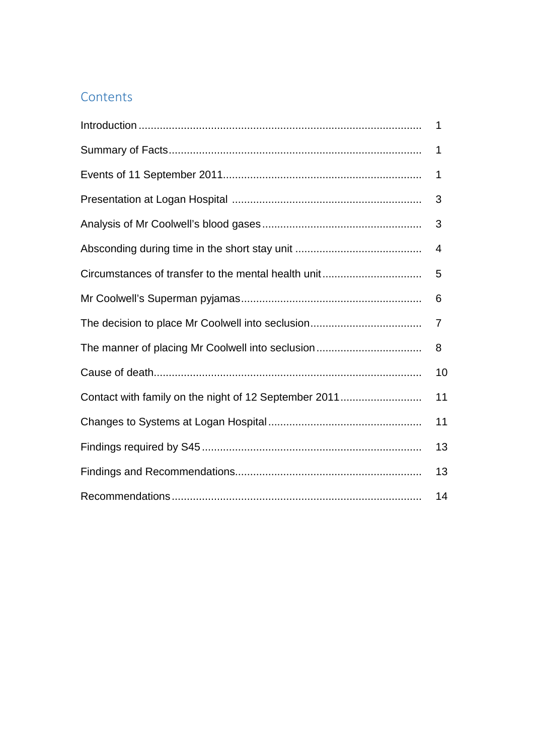## Contents

| | |
|---|---|
| Introduction | 1 |
| Summary of Facts | 1 |
| Events of 11 September 2011 | 1 |
| Presentation at Logan Hospital | 3 |
| Analysis of Mr Coolwell's blood gases | 3 |
| Absconding during time in the short stay unit | 4 |
| Circumstances of transfer to the mental health unit | 5 |
| Mr Coolwell's Superman pyjamas | 6 |
| The decision to place Mr Coolwell into seclusion | 7 |
| The manner of placing Mr Coolwell into seclusion | 8 |
| Cause of death | 10 |
| Contact with family on the night of 12 September 2011 | 11 |
| Changes to Systems at Logan Hospital | 11 |
| Findings required by S45 | 13 |
| Findings and Recommendations | 13 |
| Recommendations | 14 |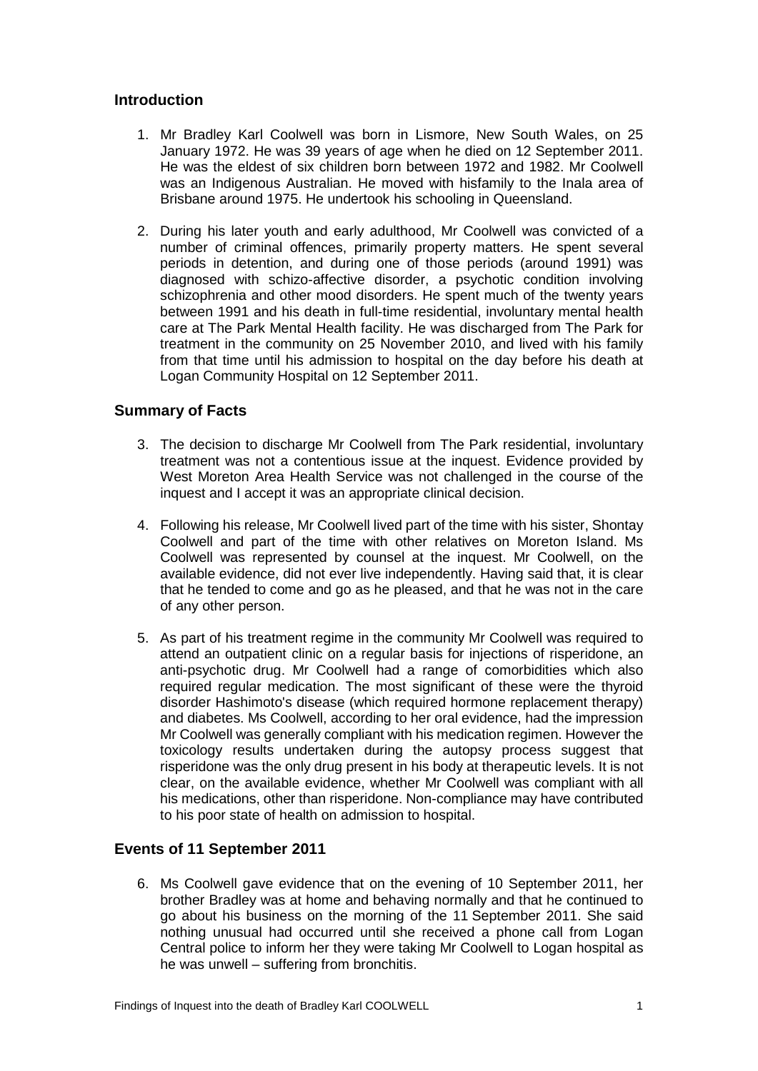## Introduction

1. Mr Bradley Karl Coolwell was born in Lismore, New South Wales, on 25 January 1972. He was 39 years of age when he died on 12 September 2011. He was the eldest of six children born between 1972 and 1982. Mr Coolwell was an Indigenous Australian. He moved with hisfamily to the Inala area of Brisbane around 1975. He undertook his schooling in Queensland.

2. During his later youth and early adulthood, Mr Coolwell was convicted of a number of criminal offences, primarily property matters. He spent several periods in detention, and during one of those periods (around 1991) was diagnosed with schizo-affective disorder, a psychotic condition involving schizophrenia and other mood disorders. He spent much of the twenty years between 1991 and his death in full-time residential, involuntary mental health care at The Park Mental Health facility. He was discharged from The Park for treatment in the community on 25 November 2010, and lived with his family from that time until his admission to hospital on the day before his death at Logan Community Hospital on 12 September 2011.

## Summary of Facts

3. The decision to discharge Mr Coolwell from The Park residential, involuntary treatment was not a contentious issue at the inquest. Evidence provided by West Moreton Area Health Service was not challenged in the course of the inquest and I accept it was an appropriate clinical decision.

4. Following his release, Mr Coolwell lived part of the time with his sister, Shontay Coolwell and part of the time with other relatives on Moreton Island. Ms Coolwell was represented by counsel at the inquest. Mr Coolwell, on the available evidence, did not ever live independently. Having said that, it is clear that he tended to come and go as he pleased, and that he was not in the care of any other person.

5. As part of his treatment regime in the community Mr Coolwell was required to attend an outpatient clinic on a regular basis for injections of risperidone, an anti-psychotic drug. Mr Coolwell had a range of comorbidities which also required regular medication. The most significant of these were the thyroid disorder Hashimoto's disease (which required hormone replacement therapy) and diabetes. Ms Coolwell, according to her oral evidence, had the impression Mr Coolwell was generally compliant with his medication regimen. However the toxicology results undertaken during the autopsy process suggest that risperidone was the only drug present in his body at therapeutic levels. It is not clear, on the available evidence, whether Mr Coolwell was compliant with all his medications, other than risperidone. Non-compliance may have contributed to his poor state of health on admission to hospital.

## Events of 11 September 2011

6. Ms Coolwell gave evidence that on the evening of 10 September 2011, her brother Bradley was at home and behaving normally and that he continued to go about his business on the morning of the 11 September 2011. She said nothing unusual had occurred until she received a phone call from Logan Central police to inform her they were taking Mr Coolwell to Logan hospital as he was unwell – suffering from bronchitis.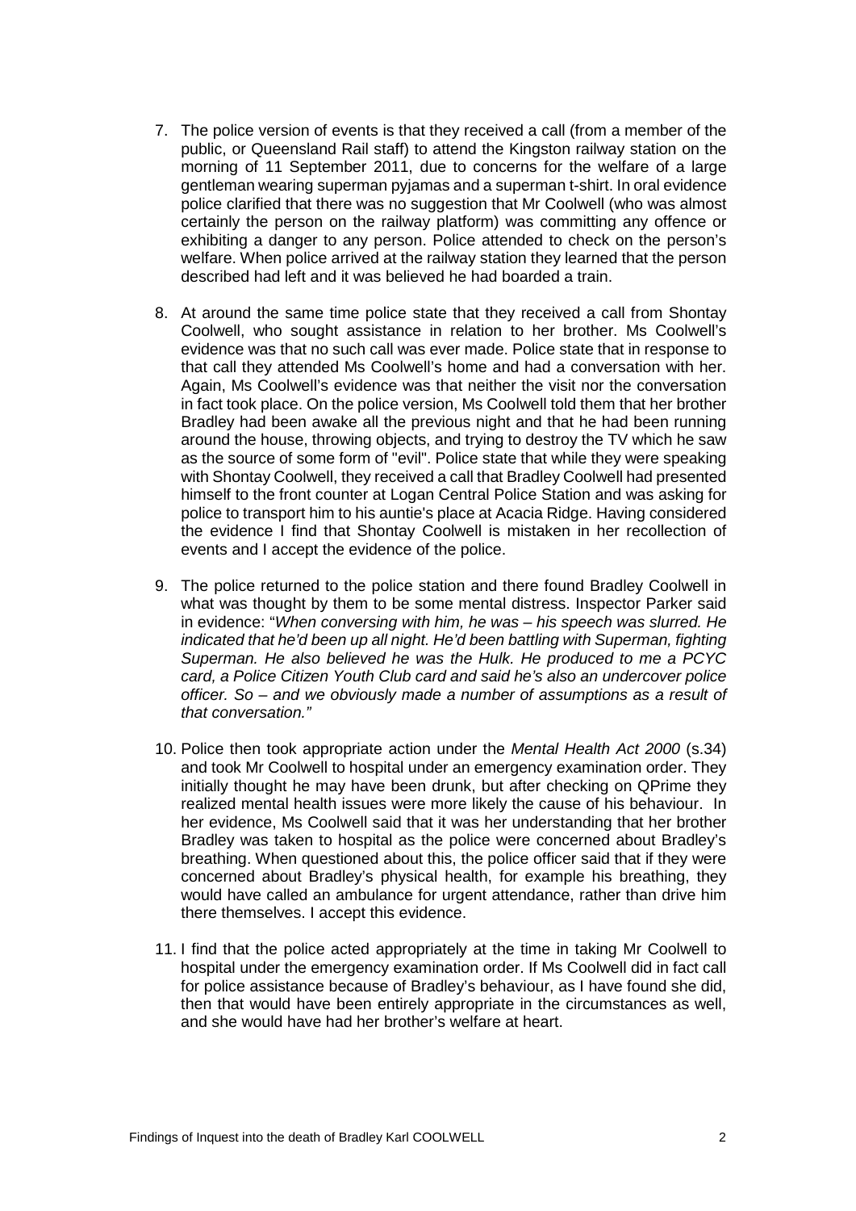7. The police version of events is that they received a call (from a member of the public, or Queensland Rail staff) to attend the Kingston railway station on the morning of 11 September 2011, due to concerns for the welfare of a large gentleman wearing superman pyjamas and a superman t-shirt. In oral evidence police clarified that there was no suggestion that Mr Coolwell (who was almost certainly the person on the railway platform) was committing any offence or exhibiting a danger to any person. Police attended to check on the person's welfare. When police arrived at the railway station they learned that the person described had left and it was believed he had boarded a train.

8. At around the same time police state that they received a call from Shontay Coolwell, who sought assistance in relation to her brother. Ms Coolwell's evidence was that no such call was ever made. Police state that in response to that call they attended Ms Coolwell's home and had a conversation with her. Again, Ms Coolwell's evidence was that neither the visit nor the conversation in fact took place. On the police version, Ms Coolwell told them that her brother Bradley had been awake all the previous night and that he had been running around the house, throwing objects, and trying to destroy the TV which he saw as the source of some form of "evil". Police state that while they were speaking with Shontay Coolwell, they received a call that Bradley Coolwell had presented himself to the front counter at Logan Central Police Station and was asking for police to transport him to his auntie's place at Acacia Ridge. Having considered the evidence I find that Shontay Coolwell is mistaken in her recollection of events and I accept the evidence of the police.

9. The police returned to the police station and there found Bradley Coolwell in what was thought by them to be some mental distress. Inspector Parker said in evidence: "*When conversing with him, he was – his speech was slurred. He indicated that he'd been up all night. He'd been battling with Superman, fighting Superman. He also believed he was the Hulk. He produced to me a PCYC card, a Police Citizen Youth Club card and said he's also an undercover police officer. So – and we obviously made a number of assumptions as a result of that conversation.*"

10. Police then took appropriate action under the *Mental Health Act 2000* (s.34) and took Mr Coolwell to hospital under an emergency examination order. They initially thought he may have been drunk, but after checking on QPrime they realized mental health issues were more likely the cause of his behaviour. In her evidence, Ms Coolwell said that it was her understanding that her brother Bradley was taken to hospital as the police were concerned about Bradley's breathing. When questioned about this, the police officer said that if they were concerned about Bradley's physical health, for example his breathing, they would have called an ambulance for urgent attendance, rather than drive him there themselves. I accept this evidence.

11. I find that the police acted appropriately at the time in taking Mr Coolwell to hospital under the emergency examination order. If Ms Coolwell did in fact call for police assistance because of Bradley's behaviour, as I have found she did, then that would have been entirely appropriate in the circumstances as well, and she would have had her brother's welfare at heart.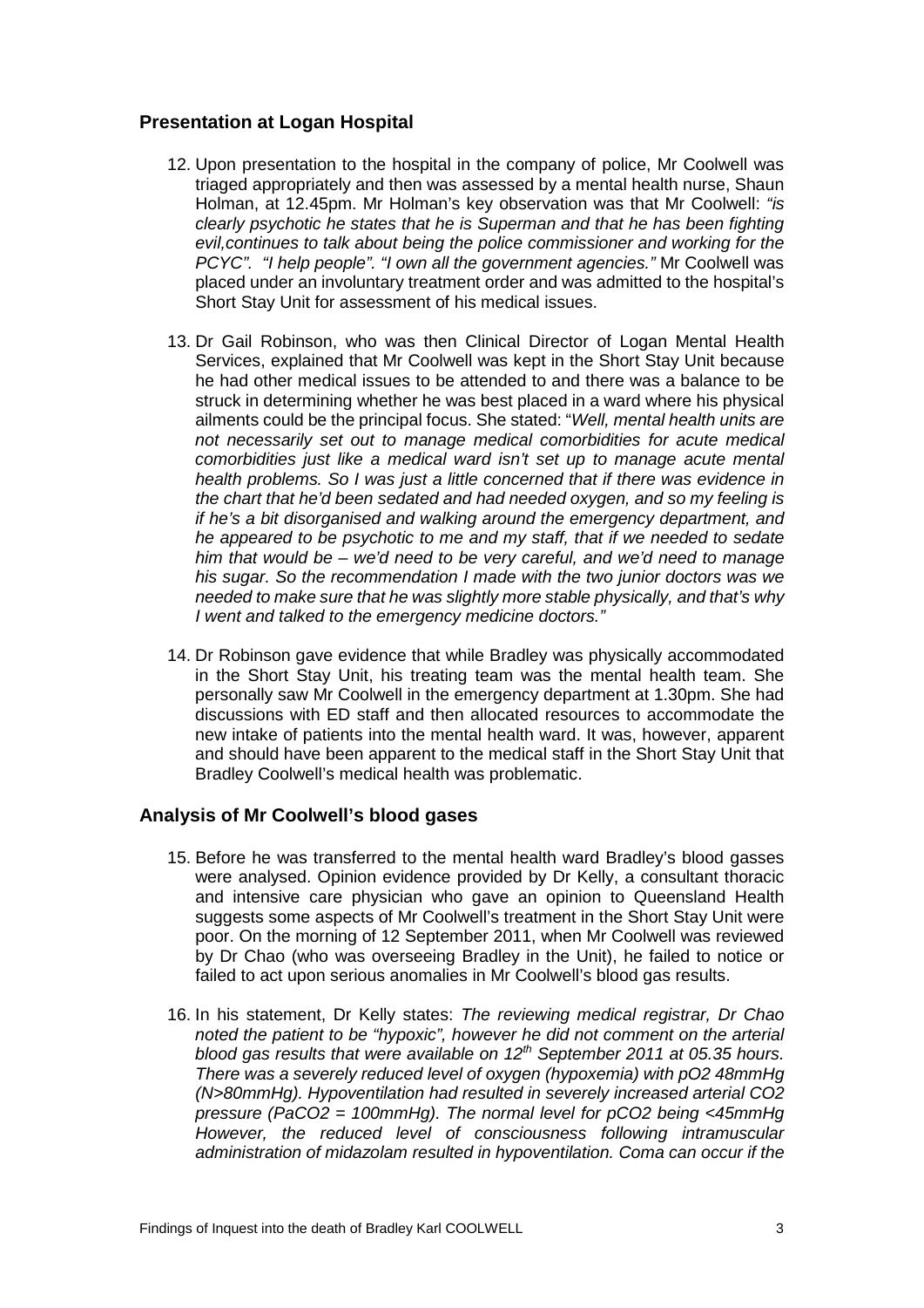## Presentation at Logan Hospital

12. Upon presentation to the hospital in the company of police, Mr Coolwell was triaged appropriately and then was assessed by a mental health nurse, Shaun Holman, at 12.45pm. Mr Holman's key observation was that Mr Coolwell: *"is clearly psychotic he states that he is Superman and that he has been fighting evil,continues to talk about being the police commissioner and working for the PCYC". "I help people". "I own all the government agencies."* Mr Coolwell was placed under an involuntary treatment order and was admitted to the hospital's Short Stay Unit for assessment of his medical issues.

13. Dr Gail Robinson, who was then Clinical Director of Logan Mental Health Services, explained that Mr Coolwell was kept in the Short Stay Unit because he had other medical issues to be attended to and there was a balance to be struck in determining whether he was best placed in a ward where his physical ailments could be the principal focus. She stated: "*Well, mental health units are not necessarily set out to manage medical comorbidities for acute medical comorbidities just like a medical ward isn't set up to manage acute mental health problems. So I was just a little concerned that if there was evidence in the chart that he'd been sedated and had needed oxygen, and so my feeling is if he's a bit disorganised and walking around the emergency department, and he appeared to be psychotic to me and my staff, that if we needed to sedate him that would be – we'd need to be very careful, and we'd need to manage his sugar. So the recommendation I made with the two junior doctors was we needed to make sure that he was slightly more stable physically, and that's why I went and talked to the emergency medicine doctors."*

14. Dr Robinson gave evidence that while Bradley was physically accommodated in the Short Stay Unit, his treating team was the mental health team. She personally saw Mr Coolwell in the emergency department at 1.30pm. She had discussions with ED staff and then allocated resources to accommodate the new intake of patients into the mental health ward. It was, however, apparent and should have been apparent to the medical staff in the Short Stay Unit that Bradley Coolwell's medical health was problematic.

## Analysis of Mr Coolwell's blood gases

15. Before he was transferred to the mental health ward Bradley's blood gasses were analysed. Opinion evidence provided by Dr Kelly, a consultant thoracic and intensive care physician who gave an opinion to Queensland Health suggests some aspects of Mr Coolwell's treatment in the Short Stay Unit were poor. On the morning of 12 September 2011, when Mr Coolwell was reviewed by Dr Chao (who was overseeing Bradley in the Unit), he failed to notice or failed to act upon serious anomalies in Mr Coolwell's blood gas results.

16. In his statement, Dr Kelly states: *The reviewing medical registrar, Dr Chao noted the patient to be "hypoxic", however he did not comment on the arterial blood gas results that were available on 12th September 2011 at 05.35 hours. There was a severely reduced level of oxygen (hypoxemia) with pO2 48mmHg (N>80mmHg). Hypoventilation had resulted in severely increased arterial CO2 pressure (PaCO2 = 100mmHg). The normal level for pCO2 being <45mmHg However, the reduced level of consciousness following intramuscular administration of midazolam resulted in hypoventilation. Coma can occur if the*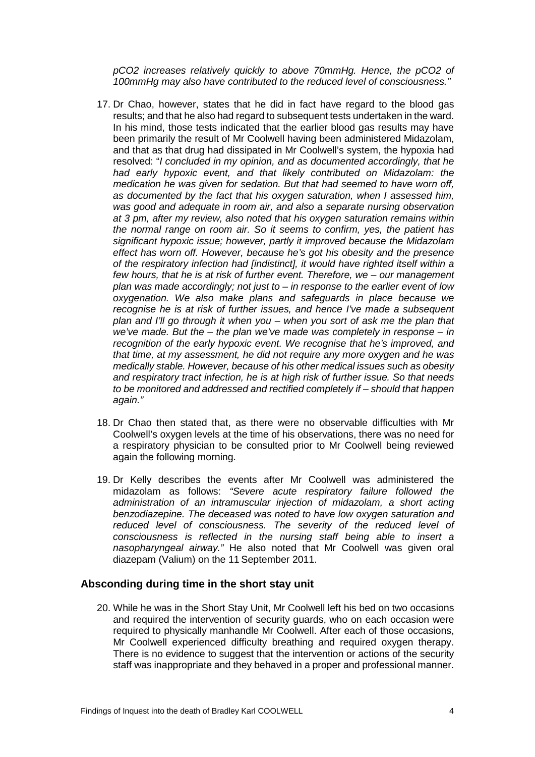*pCO2 increases relatively quickly to above 70mmHg. Hence, the pCO2 of 100mmHg may also have contributed to the reduced level of consciousness."*

17. Dr Chao, however, states that he did in fact have regard to the blood gas results; and that he also had regard to subsequent tests undertaken in the ward. In his mind, those tests indicated that the earlier blood gas results may have been primarily the result of Mr Coolwell having been administered Midazolam, and that as that drug had dissipated in Mr Coolwell's system, the hypoxia had resolved: "*I concluded in my opinion, and as documented accordingly, that he had early hypoxic event, and that likely contributed on Midazolam: the medication he was given for sedation. But that had seemed to have worn off, as documented by the fact that his oxygen saturation, when I assessed him, was good and adequate in room air, and also a separate nursing observation at 3 pm, after my review, also noted that his oxygen saturation remains within the normal range on room air. So it seems to confirm, yes, the patient has significant hypoxic issue; however, partly it improved because the Midazolam effect has worn off. However, because he's got his obesity and the presence of the respiratory infection had [indistinct], it would have righted itself within a few hours, that he is at risk of further event. Therefore, we – our management plan was made accordingly; not just to – in response to the earlier event of low oxygenation. We also make plans and safeguards in place because we recognise he is at risk of further issues, and hence I've made a subsequent plan and I'll go through it when you – when you sort of ask me the plan that we've made. But the – the plan we've made was completely in response – in recognition of the early hypoxic event. We recognise that he's improved, and that time, at my assessment, he did not require any more oxygen and he was medically stable. However, because of his other medical issues such as obesity and respiratory tract infection, he is at high risk of further issue. So that needs to be monitored and addressed and rectified completely if – should that happen again."*

18. Dr Chao then stated that, as there were no observable difficulties with Mr Coolwell's oxygen levels at the time of his observations, there was no need for a respiratory physician to be consulted prior to Mr Coolwell being reviewed again the following morning.

19. Dr Kelly describes the events after Mr Coolwell was administered the midazolam as follows: *"Severe acute respiratory failure followed the administration of an intramuscular injection of midazolam, a short acting benzodiazepine. The deceased was noted to have low oxygen saturation and reduced level of consciousness. The severity of the reduced level of consciousness is reflected in the nursing staff being able to insert a nasopharyngeal airway."* He also noted that Mr Coolwell was given oral diazepam (Valium) on the 11 September 2011.

## Absconding during time in the short stay unit

20. While he was in the Short Stay Unit, Mr Coolwell left his bed on two occasions and required the intervention of security guards, who on each occasion were required to physically manhandle Mr Coolwell. After each of those occasions, Mr Coolwell experienced difficulty breathing and required oxygen therapy. There is no evidence to suggest that the intervention or actions of the security staff was inappropriate and they behaved in a proper and professional manner.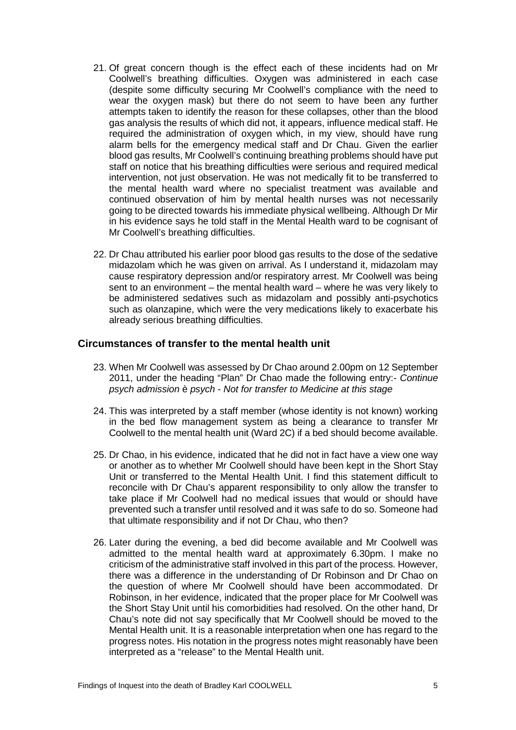21. Of great concern though is the effect each of these incidents had on Mr Coolwell's breathing difficulties. Oxygen was administered in each case (despite some difficulty securing Mr Coolwell's compliance with the need to wear the oxygen mask) but there do not seem to have been any further attempts taken to identify the reason for these collapses, other than the blood gas analysis the results of which did not, it appears, influence medical staff. He required the administration of oxygen which, in my view, should have rung alarm bells for the emergency medical staff and Dr Chau. Given the earlier blood gas results, Mr Coolwell's continuing breathing problems should have put staff on notice that his breathing difficulties were serious and required medical intervention, not just observation. He was not medically fit to be transferred to the mental health ward where no specialist treatment was available and continued observation of him by mental health nurses was not necessarily going to be directed towards his immediate physical wellbeing. Although Dr Mir in his evidence says he told staff in the Mental Health ward to be cognisant of Mr Coolwell's breathing difficulties.

22. Dr Chau attributed his earlier poor blood gas results to the dose of the sedative midazolam which he was given on arrival. As I understand it, midazolam may cause respiratory depression and/or respiratory arrest. Mr Coolwell was being sent to an environment – the mental health ward – where he was very likely to be administered sedatives such as midazolam and possibly anti-psychotics such as olanzapine, which were the very medications likely to exacerbate his already serious breathing difficulties.

### Circumstances of transfer to the mental health unit

23. When Mr Coolwell was assessed by Dr Chao around 2.00pm on 12 September 2011, under the heading "Plan" Dr Chao made the following entry:- *Continue psych admission* è *psych - Not for transfer to Medicine at this stage*

24. This was interpreted by a staff member (whose identity is not known) working in the bed flow management system as being a clearance to transfer Mr Coolwell to the mental health unit (Ward 2C) if a bed should become available.

25. Dr Chao, in his evidence, indicated that he did not in fact have a view one way or another as to whether Mr Coolwell should have been kept in the Short Stay Unit or transferred to the Mental Health Unit. I find this statement difficult to reconcile with Dr Chau's apparent responsibility to only allow the transfer to take place if Mr Coolwell had no medical issues that would or should have prevented such a transfer until resolved and it was safe to do so. Someone had that ultimate responsibility and if not Dr Chau, who then?

26. Later during the evening, a bed did become available and Mr Coolwell was admitted to the mental health ward at approximately 6.30pm. I make no criticism of the administrative staff involved in this part of the process. However, there was a difference in the understanding of Dr Robinson and Dr Chao on the question of where Mr Coolwell should have been accommodated. Dr Robinson, in her evidence, indicated that the proper place for Mr Coolwell was the Short Stay Unit until his comorbidities had resolved. On the other hand, Dr Chau's note did not say specifically that Mr Coolwell should be moved to the Mental Health unit. It is a reasonable interpretation when one has regard to the progress notes. His notation in the progress notes might reasonably have been interpreted as a "release" to the Mental Health unit.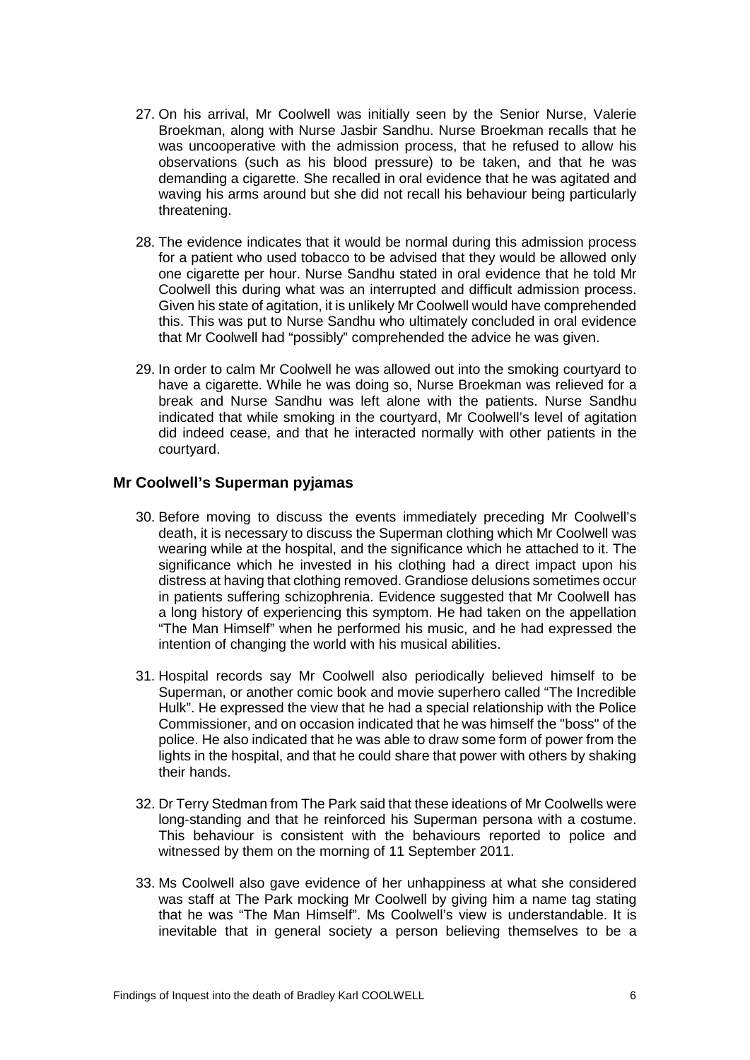27. On his arrival, Mr Coolwell was initially seen by the Senior Nurse, Valerie Broekman, along with Nurse Jasbir Sandhu. Nurse Broekman recalls that he was uncooperative with the admission process, that he refused to allow his observations (such as his blood pressure) to be taken, and that he was demanding a cigarette. She recalled in oral evidence that he was agitated and waving his arms around but she did not recall his behaviour being particularly threatening.

28. The evidence indicates that it would be normal during this admission process for a patient who used tobacco to be advised that they would be allowed only one cigarette per hour. Nurse Sandhu stated in oral evidence that he told Mr Coolwell this during what was an interrupted and difficult admission process. Given his state of agitation, it is unlikely Mr Coolwell would have comprehended this. This was put to Nurse Sandhu who ultimately concluded in oral evidence that Mr Coolwell had "possibly" comprehended the advice he was given.

29. In order to calm Mr Coolwell he was allowed out into the smoking courtyard to have a cigarette. While he was doing so, Nurse Broekman was relieved for a break and Nurse Sandhu was left alone with the patients. Nurse Sandhu indicated that while smoking in the courtyard, Mr Coolwell's level of agitation did indeed cease, and that he interacted normally with other patients in the courtyard.

## Mr Coolwell's Superman pyjamas

30. Before moving to discuss the events immediately preceding Mr Coolwell's death, it is necessary to discuss the Superman clothing which Mr Coolwell was wearing while at the hospital, and the significance which he attached to it. The significance which he invested in his clothing had a direct impact upon his distress at having that clothing removed. Grandiose delusions sometimes occur in patients suffering schizophrenia. Evidence suggested that Mr Coolwell has a long history of experiencing this symptom. He had taken on the appellation "The Man Himself" when he performed his music, and he had expressed the intention of changing the world with his musical abilities.

31. Hospital records say Mr Coolwell also periodically believed himself to be Superman, or another comic book and movie superhero called "The Incredible Hulk". He expressed the view that he had a special relationship with the Police Commissioner, and on occasion indicated that he was himself the "boss" of the police. He also indicated that he was able to draw some form of power from the lights in the hospital, and that he could share that power with others by shaking their hands.

32. Dr Terry Stedman from The Park said that these ideations of Mr Coolwells were long-standing and that he reinforced his Superman persona with a costume. This behaviour is consistent with the behaviours reported to police and witnessed by them on the morning of 11 September 2011.

33. Ms Coolwell also gave evidence of her unhappiness at what she considered was staff at The Park mocking Mr Coolwell by giving him a name tag stating that he was "The Man Himself". Ms Coolwell's view is understandable. It is inevitable that in general society a person believing themselves to be a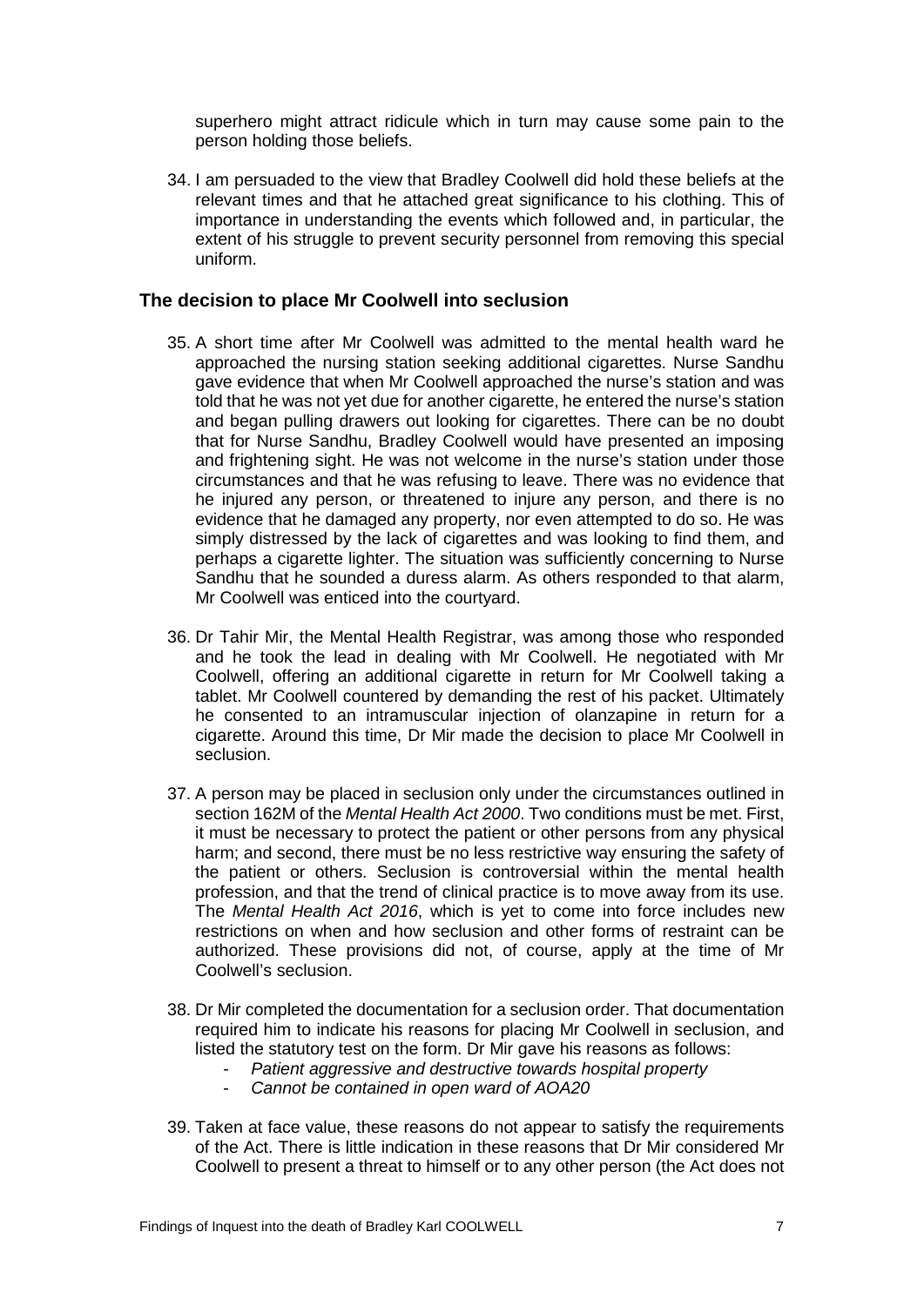superhero might attract ridicule which in turn may cause some pain to the person holding those beliefs.

34. I am persuaded to the view that Bradley Coolwell did hold these beliefs at the relevant times and that he attached great significance to his clothing. This of importance in understanding the events which followed and, in particular, the extent of his struggle to prevent security personnel from removing this special uniform.

## The decision to place Mr Coolwell into seclusion

35. A short time after Mr Coolwell was admitted to the mental health ward he approached the nursing station seeking additional cigarettes. Nurse Sandhu gave evidence that when Mr Coolwell approached the nurse's station and was told that he was not yet due for another cigarette, he entered the nurse's station and began pulling drawers out looking for cigarettes. There can be no doubt that for Nurse Sandhu, Bradley Coolwell would have presented an imposing and frightening sight. He was not welcome in the nurse's station under those circumstances and that he was refusing to leave. There was no evidence that he injured any person, or threatened to injure any person, and there is no evidence that he damaged any property, nor even attempted to do so. He was simply distressed by the lack of cigarettes and was looking to find them, and perhaps a cigarette lighter. The situation was sufficiently concerning to Nurse Sandhu that he sounded a duress alarm. As others responded to that alarm, Mr Coolwell was enticed into the courtyard.

36. Dr Tahir Mir, the Mental Health Registrar, was among those who responded and he took the lead in dealing with Mr Coolwell. He negotiated with Mr Coolwell, offering an additional cigarette in return for Mr Coolwell taking a tablet. Mr Coolwell countered by demanding the rest of his packet. Ultimately he consented to an intramuscular injection of olanzapine in return for a cigarette. Around this time, Dr Mir made the decision to place Mr Coolwell in seclusion.

37. A person may be placed in seclusion only under the circumstances outlined in section 162M of the *Mental Health Act 2000*. Two conditions must be met. First, it must be necessary to protect the patient or other persons from any physical harm; and second, there must be no less restrictive way ensuring the safety of the patient or others. Seclusion is controversial within the mental health profession, and that the trend of clinical practice is to move away from its use. The *Mental Health Act 2016*, which is yet to come into force includes new restrictions on when and how seclusion and other forms of restraint can be authorized. These provisions did not, of course, apply at the time of Mr Coolwell's seclusion.

38. Dr Mir completed the documentation for a seclusion order. That documentation required him to indicate his reasons for placing Mr Coolwell in seclusion, and listed the statutory test on the form. Dr Mir gave his reasons as follows:
    - *Patient aggressive and destructive towards hospital property*
    - *Cannot be contained in open ward of AOA20*

39. Taken at face value, these reasons do not appear to satisfy the requirements of the Act. There is little indication in these reasons that Dr Mir considered Mr Coolwell to present a threat to himself or to any other person (the Act does not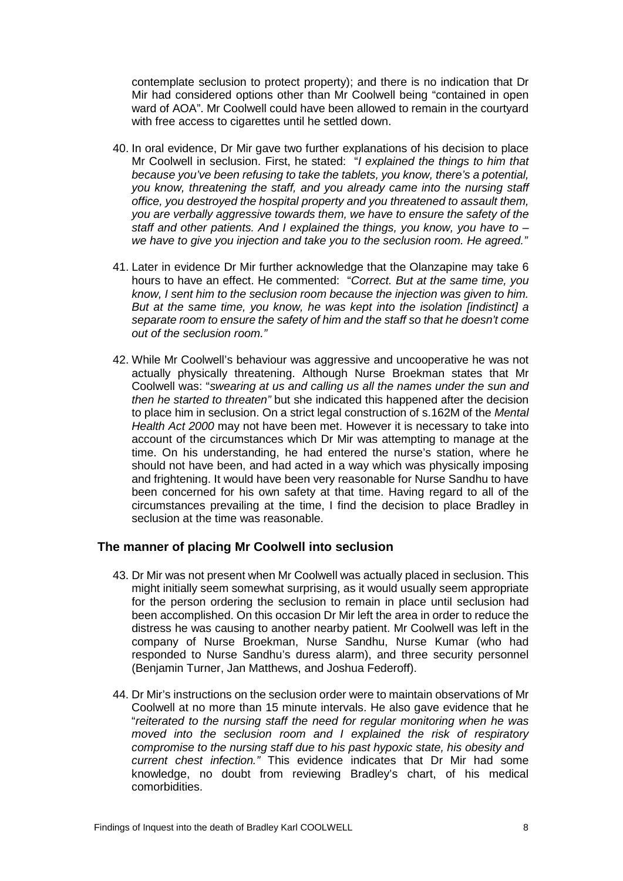contemplate seclusion to protect property); and there is no indication that Dr Mir had considered options other than Mr Coolwell being "contained in open ward of AOA". Mr Coolwell could have been allowed to remain in the courtyard with free access to cigarettes until he settled down.

40. In oral evidence, Dr Mir gave two further explanations of his decision to place Mr Coolwell in seclusion. First, he stated: "*I explained the things to him that because you've been refusing to take the tablets, you know, there's a potential, you know, threatening the staff, and you already came into the nursing staff office, you destroyed the hospital property and you threatened to assault them, you are verbally aggressive towards them, we have to ensure the safety of the staff and other patients. And I explained the things, you know, you have to – we have to give you injection and take you to the seclusion room. He agreed.*"

41. Later in evidence Dr Mir further acknowledge that the Olanzapine may take 6 hours to have an effect. He commented: "*Correct. But at the same time, you know, I sent him to the seclusion room because the injection was given to him. But at the same time, you know, he was kept into the isolation [indistinct] a separate room to ensure the safety of him and the staff so that he doesn't come out of the seclusion room.*"

42. While Mr Coolwell's behaviour was aggressive and uncooperative he was not actually physically threatening. Although Nurse Broekman states that Mr Coolwell was: "*swearing at us and calling us all the names under the sun and then he started to threaten*" but she indicated this happened after the decision to place him in seclusion. On a strict legal construction of s.162M of the *Mental Health Act 2000* may not have been met. However it is necessary to take into account of the circumstances which Dr Mir was attempting to manage at the time. On his understanding, he had entered the nurse's station, where he should not have been, and had acted in a way which was physically imposing and frightening. It would have been very reasonable for Nurse Sandhu to have been concerned for his own safety at that time. Having regard to all of the circumstances prevailing at the time, I find the decision to place Bradley in seclusion at the time was reasonable.

## The manner of placing Mr Coolwell into seclusion

43. Dr Mir was not present when Mr Coolwell was actually placed in seclusion. This might initially seem somewhat surprising, as it would usually seem appropriate for the person ordering the seclusion to remain in place until seclusion had been accomplished. On this occasion Dr Mir left the area in order to reduce the distress he was causing to another nearby patient. Mr Coolwell was left in the company of Nurse Broekman, Nurse Sandhu, Nurse Kumar (who had responded to Nurse Sandhu's duress alarm), and three security personnel (Benjamin Turner, Jan Matthews, and Joshua Federoff).

44. Dr Mir's instructions on the seclusion order were to maintain observations of Mr Coolwell at no more than 15 minute intervals. He also gave evidence that he "*reiterated to the nursing staff the need for regular monitoring when he was moved into the seclusion room and I explained the risk of respiratory compromise to the nursing staff due to his past hypoxic state, his obesity and current chest infection.*" This evidence indicates that Dr Mir had some knowledge, no doubt from reviewing Bradley's chart, of his medical comorbidities.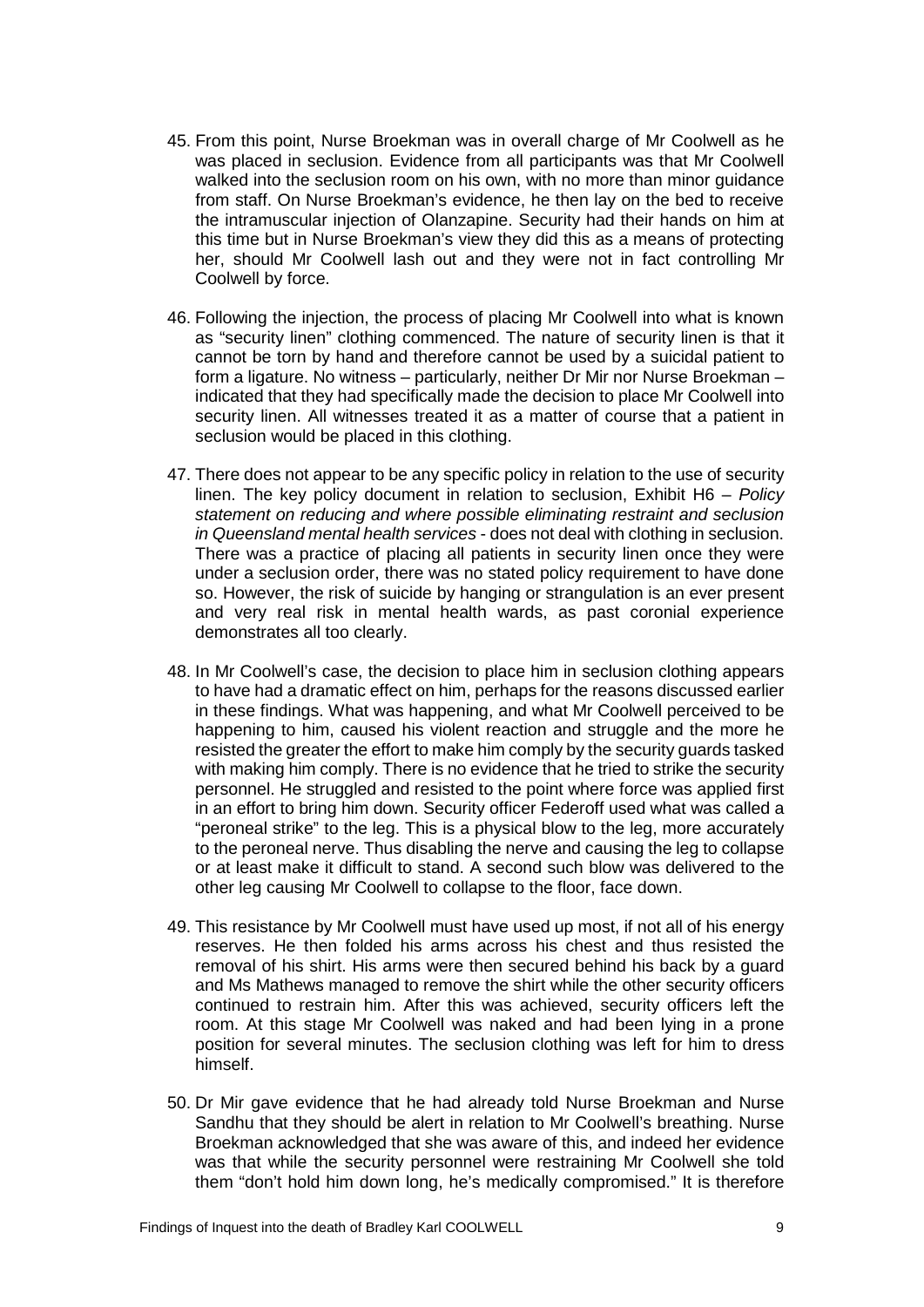45. From this point, Nurse Broekman was in overall charge of Mr Coolwell as he was placed in seclusion. Evidence from all participants was that Mr Coolwell walked into the seclusion room on his own, with no more than minor guidance from staff. On Nurse Broekman's evidence, he then lay on the bed to receive the intramuscular injection of Olanzapine. Security had their hands on him at this time but in Nurse Broekman's view they did this as a means of protecting her, should Mr Coolwell lash out and they were not in fact controlling Mr Coolwell by force.

46. Following the injection, the process of placing Mr Coolwell into what is known as "security linen" clothing commenced. The nature of security linen is that it cannot be torn by hand and therefore cannot be used by a suicidal patient to form a ligature. No witness – particularly, neither Dr Mir nor Nurse Broekman – indicated that they had specifically made the decision to place Mr Coolwell into security linen. All witnesses treated it as a matter of course that a patient in seclusion would be placed in this clothing.

47. There does not appear to be any specific policy in relation to the use of security linen. The key policy document in relation to seclusion, Exhibit H6 – *Policy statement on reducing and where possible eliminating restraint and seclusion in Queensland mental health services* - does not deal with clothing in seclusion. There was a practice of placing all patients in security linen once they were under a seclusion order, there was no stated policy requirement to have done so. However, the risk of suicide by hanging or strangulation is an ever present and very real risk in mental health wards, as past coronial experience demonstrates all too clearly.

48. In Mr Coolwell's case, the decision to place him in seclusion clothing appears to have had a dramatic effect on him, perhaps for the reasons discussed earlier in these findings. What was happening, and what Mr Coolwell perceived to be happening to him, caused his violent reaction and struggle and the more he resisted the greater the effort to make him comply by the security guards tasked with making him comply. There is no evidence that he tried to strike the security personnel. He struggled and resisted to the point where force was applied first in an effort to bring him down. Security officer Federoff used what was called a "peroneal strike" to the leg. This is a physical blow to the leg, more accurately to the peroneal nerve. Thus disabling the nerve and causing the leg to collapse or at least make it difficult to stand. A second such blow was delivered to the other leg causing Mr Coolwell to collapse to the floor, face down.

49. This resistance by Mr Coolwell must have used up most, if not all of his energy reserves. He then folded his arms across his chest and thus resisted the removal of his shirt. His arms were then secured behind his back by a guard and Ms Mathews managed to remove the shirt while the other security officers continued to restrain him. After this was achieved, security officers left the room. At this stage Mr Coolwell was naked and had been lying in a prone position for several minutes. The seclusion clothing was left for him to dress himself.

50. Dr Mir gave evidence that he had already told Nurse Broekman and Nurse Sandhu that they should be alert in relation to Mr Coolwell's breathing. Nurse Broekman acknowledged that she was aware of this, and indeed her evidence was that while the security personnel were restraining Mr Coolwell she told them "don't hold him down long, he's medically compromised." It is therefore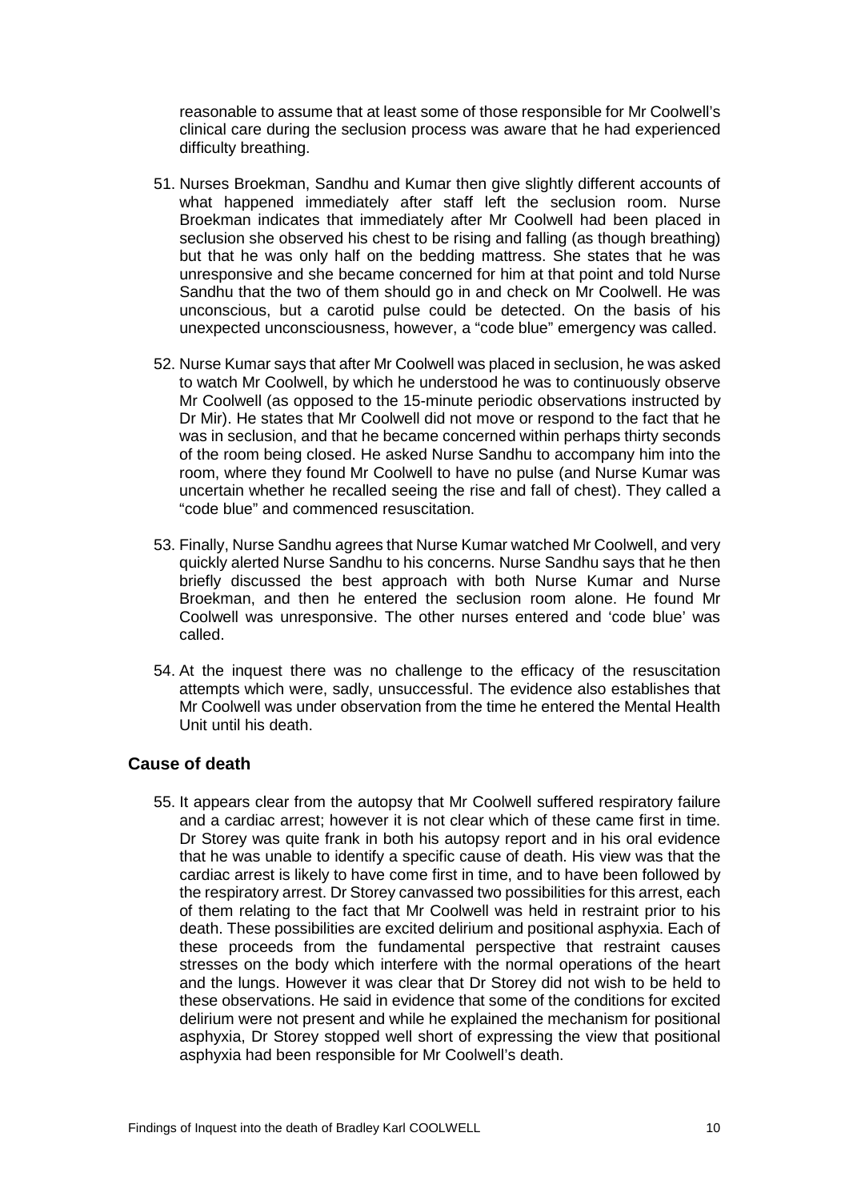reasonable to assume that at least some of those responsible for Mr Coolwell's clinical care during the seclusion process was aware that he had experienced difficulty breathing.

51. Nurses Broekman, Sandhu and Kumar then give slightly different accounts of what happened immediately after staff left the seclusion room. Nurse Broekman indicates that immediately after Mr Coolwell had been placed in seclusion she observed his chest to be rising and falling (as though breathing) but that he was only half on the bedding mattress. She states that he was unresponsive and she became concerned for him at that point and told Nurse Sandhu that the two of them should go in and check on Mr Coolwell. He was unconscious, but a carotid pulse could be detected. On the basis of his unexpected unconsciousness, however, a "code blue" emergency was called.

52. Nurse Kumar says that after Mr Coolwell was placed in seclusion, he was asked to watch Mr Coolwell, by which he understood he was to continuously observe Mr Coolwell (as opposed to the 15-minute periodic observations instructed by Dr Mir). He states that Mr Coolwell did not move or respond to the fact that he was in seclusion, and that he became concerned within perhaps thirty seconds of the room being closed. He asked Nurse Sandhu to accompany him into the room, where they found Mr Coolwell to have no pulse (and Nurse Kumar was uncertain whether he recalled seeing the rise and fall of chest). They called a "code blue" and commenced resuscitation.

53. Finally, Nurse Sandhu agrees that Nurse Kumar watched Mr Coolwell, and very quickly alerted Nurse Sandhu to his concerns. Nurse Sandhu says that he then briefly discussed the best approach with both Nurse Kumar and Nurse Broekman, and then he entered the seclusion room alone. He found Mr Coolwell was unresponsive. The other nurses entered and 'code blue' was called.

54. At the inquest there was no challenge to the efficacy of the resuscitation attempts which were, sadly, unsuccessful. The evidence also establishes that Mr Coolwell was under observation from the time he entered the Mental Health Unit until his death.

## Cause of death

55. It appears clear from the autopsy that Mr Coolwell suffered respiratory failure and a cardiac arrest; however it is not clear which of these came first in time. Dr Storey was quite frank in both his autopsy report and in his oral evidence that he was unable to identify a specific cause of death. His view was that the cardiac arrest is likely to have come first in time, and to have been followed by the respiratory arrest. Dr Storey canvassed two possibilities for this arrest, each of them relating to the fact that Mr Coolwell was held in restraint prior to his death. These possibilities are excited delirium and positional asphyxia. Each of these proceeds from the fundamental perspective that restraint causes stresses on the body which interfere with the normal operations of the heart and the lungs. However it was clear that Dr Storey did not wish to be held to these observations. He said in evidence that some of the conditions for excited delirium were not present and while he explained the mechanism for positional asphyxia, Dr Storey stopped well short of expressing the view that positional asphyxia had been responsible for Mr Coolwell's death.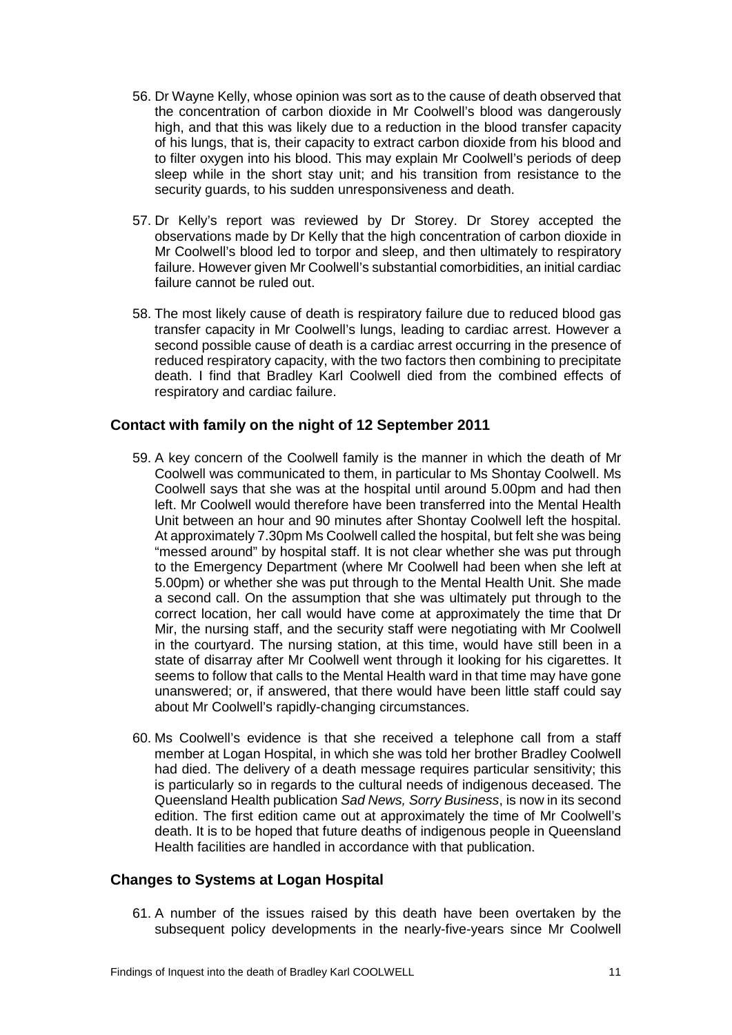56. Dr Wayne Kelly, whose opinion was sort as to the cause of death observed that the concentration of carbon dioxide in Mr Coolwell's blood was dangerously high, and that this was likely due to a reduction in the blood transfer capacity of his lungs, that is, their capacity to extract carbon dioxide from his blood and to filter oxygen into his blood. This may explain Mr Coolwell's periods of deep sleep while in the short stay unit; and his transition from resistance to the security guards, to his sudden unresponsiveness and death.

57. Dr Kelly's report was reviewed by Dr Storey. Dr Storey accepted the observations made by Dr Kelly that the high concentration of carbon dioxide in Mr Coolwell's blood led to torpor and sleep, and then ultimately to respiratory failure. However given Mr Coolwell's substantial comorbidities, an initial cardiac failure cannot be ruled out.

58. The most likely cause of death is respiratory failure due to reduced blood gas transfer capacity in Mr Coolwell's lungs, leading to cardiac arrest. However a second possible cause of death is a cardiac arrest occurring in the presence of reduced respiratory capacity, with the two factors then combining to precipitate death. I find that Bradley Karl Coolwell died from the combined effects of respiratory and cardiac failure.

## Contact with family on the night of 12 September 2011

59. A key concern of the Coolwell family is the manner in which the death of Mr Coolwell was communicated to them, in particular to Ms Shontay Coolwell. Ms Coolwell says that she was at the hospital until around 5.00pm and had then left. Mr Coolwell would therefore have been transferred into the Mental Health Unit between an hour and 90 minutes after Shontay Coolwell left the hospital. At approximately 7.30pm Ms Coolwell called the hospital, but felt she was being "messed around" by hospital staff. It is not clear whether she was put through to the Emergency Department (where Mr Coolwell had been when she left at 5.00pm) or whether she was put through to the Mental Health Unit. She made a second call. On the assumption that she was ultimately put through to the correct location, her call would have come at approximately the time that Dr Mir, the nursing staff, and the security staff were negotiating with Mr Coolwell in the courtyard. The nursing station, at this time, would have still been in a state of disarray after Mr Coolwell went through it looking for his cigarettes. It seems to follow that calls to the Mental Health ward in that time may have gone unanswered; or, if answered, that there would have been little staff could say about Mr Coolwell's rapidly-changing circumstances.

60. Ms Coolwell's evidence is that she received a telephone call from a staff member at Logan Hospital, in which she was told her brother Bradley Coolwell had died. The delivery of a death message requires particular sensitivity; this is particularly so in regards to the cultural needs of indigenous deceased. The Queensland Health publication *Sad News, Sorry Business*, is now in its second edition. The first edition came out at approximately the time of Mr Coolwell's death. It is to be hoped that future deaths of indigenous people in Queensland Health facilities are handled in accordance with that publication.

## Changes to Systems at Logan Hospital

61. A number of the issues raised by this death have been overtaken by the subsequent policy developments in the nearly-five-years since Mr Coolwell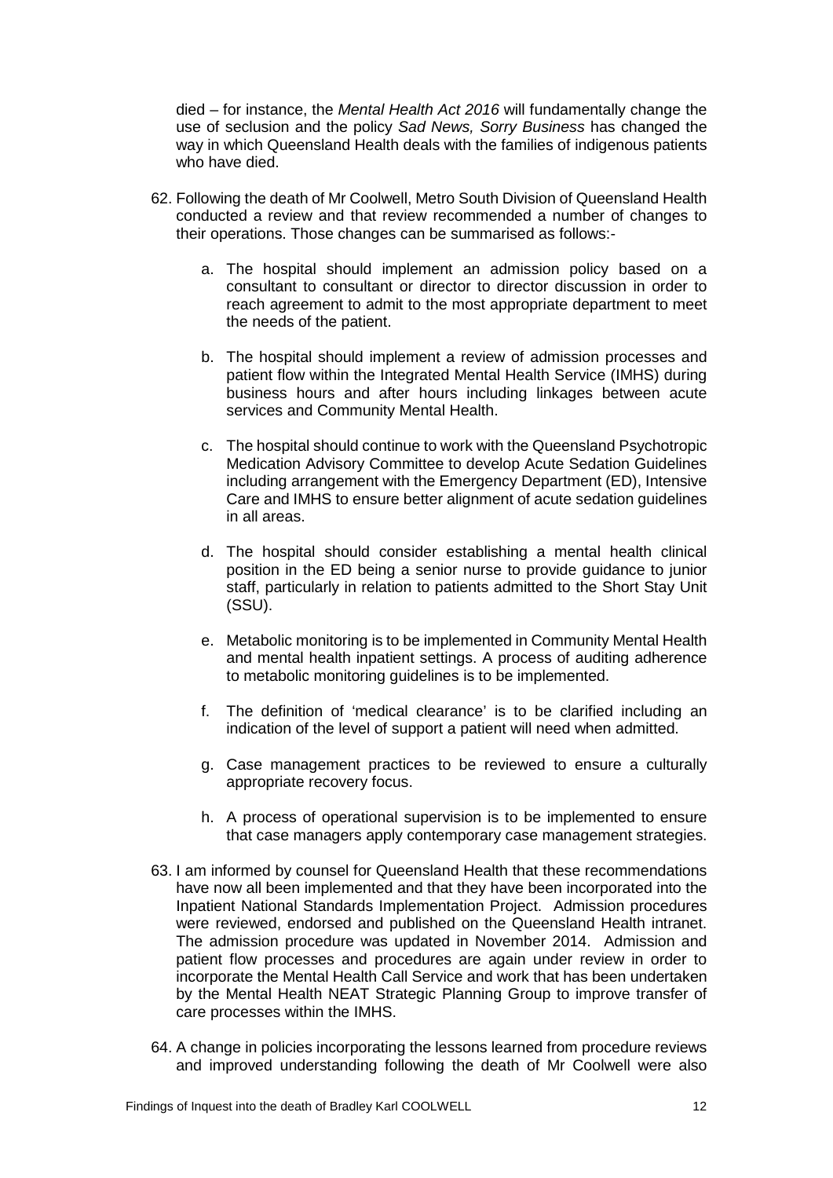died – for instance, the *Mental Health Act 2016* will fundamentally change the use of seclusion and the policy *Sad News, Sorry Business* has changed the way in which Queensland Health deals with the families of indigenous patients who have died.

62. Following the death of Mr Coolwell, Metro South Division of Queensland Health conducted a review and that review recommended a number of changes to their operations. Those changes can be summarised as follows:-

    a. The hospital should implement an admission policy based on a consultant to consultant or director to director discussion in order to reach agreement to admit to the most appropriate department to meet the needs of the patient.

    b. The hospital should implement a review of admission processes and patient flow within the Integrated Mental Health Service (IMHS) during business hours and after hours including linkages between acute services and Community Mental Health.

    c. The hospital should continue to work with the Queensland Psychotropic Medication Advisory Committee to develop Acute Sedation Guidelines including arrangement with the Emergency Department (ED), Intensive Care and IMHS to ensure better alignment of acute sedation guidelines in all areas.

    d. The hospital should consider establishing a mental health clinical position in the ED being a senior nurse to provide guidance to junior staff, particularly in relation to patients admitted to the Short Stay Unit (SSU).

    e. Metabolic monitoring is to be implemented in Community Mental Health and mental health inpatient settings. A process of auditing adherence to metabolic monitoring guidelines is to be implemented.

    f. The definition of 'medical clearance' is to be clarified including an indication of the level of support a patient will need when admitted.

    g. Case management practices to be reviewed to ensure a culturally appropriate recovery focus.

    h. A process of operational supervision is to be implemented to ensure that case managers apply contemporary case management strategies.

63. I am informed by counsel for Queensland Health that these recommendations have now all been implemented and that they have been incorporated into the Inpatient National Standards Implementation Project. Admission procedures were reviewed, endorsed and published on the Queensland Health intranet. The admission procedure was updated in November 2014. Admission and patient flow processes and procedures are again under review in order to incorporate the Mental Health Call Service and work that has been undertaken by the Mental Health NEAT Strategic Planning Group to improve transfer of care processes within the IMHS.

64. A change in policies incorporating the lessons learned from procedure reviews and improved understanding following the death of Mr Coolwell were also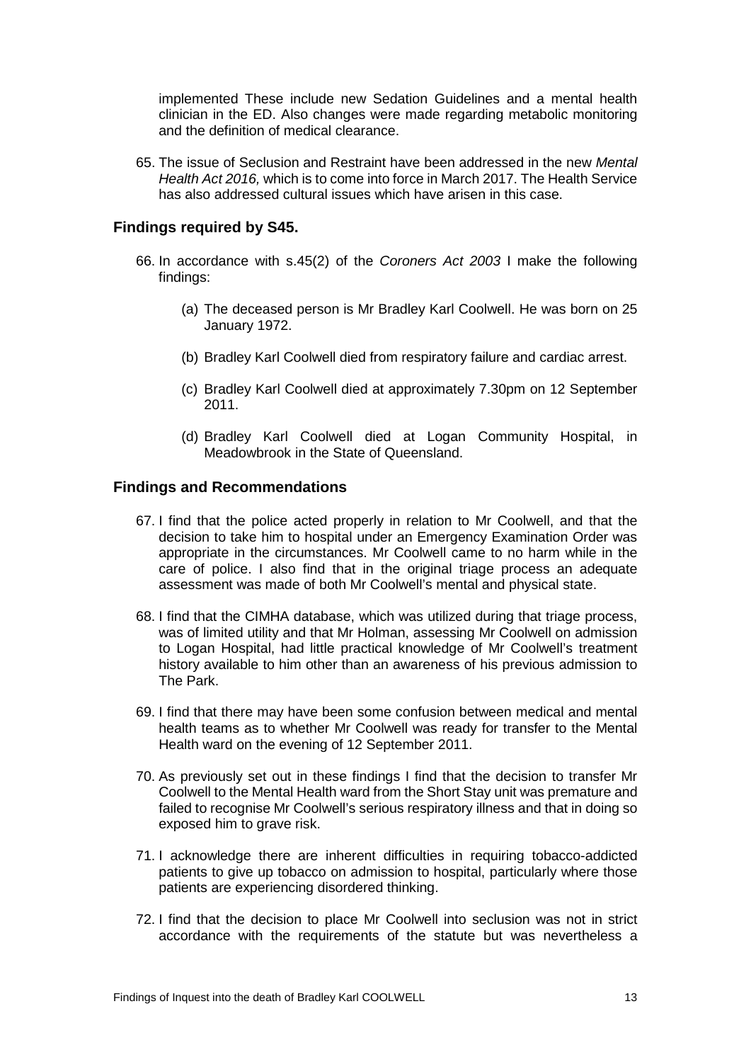implemented These include new Sedation Guidelines and a mental health clinician in the ED. Also changes were made regarding metabolic monitoring and the definition of medical clearance.

65. The issue of Seclusion and Restraint have been addressed in the new *Mental Health Act 2016,* which is to come into force in March 2017. The Health Service has also addressed cultural issues which have arisen in this case.

## Findings required by S45.

66. In accordance with s.45(2) of the *Coroners Act 2003* I make the following findings:

    (a) The deceased person is Mr Bradley Karl Coolwell. He was born on 25 January 1972.

    (b) Bradley Karl Coolwell died from respiratory failure and cardiac arrest.

    (c) Bradley Karl Coolwell died at approximately 7.30pm on 12 September 2011.

    (d) Bradley Karl Coolwell died at Logan Community Hospital, in Meadowbrook in the State of Queensland.

## Findings and Recommendations

67. I find that the police acted properly in relation to Mr Coolwell, and that the decision to take him to hospital under an Emergency Examination Order was appropriate in the circumstances. Mr Coolwell came to no harm while in the care of police. I also find that in the original triage process an adequate assessment was made of both Mr Coolwell's mental and physical state.

68. I find that the CIMHA database, which was utilized during that triage process, was of limited utility and that Mr Holman, assessing Mr Coolwell on admission to Logan Hospital, had little practical knowledge of Mr Coolwell's treatment history available to him other than an awareness of his previous admission to The Park.

69. I find that there may have been some confusion between medical and mental health teams as to whether Mr Coolwell was ready for transfer to the Mental Health ward on the evening of 12 September 2011.

70. As previously set out in these findings I find that the decision to transfer Mr Coolwell to the Mental Health ward from the Short Stay unit was premature and failed to recognise Mr Coolwell's serious respiratory illness and that in doing so exposed him to grave risk.

71. I acknowledge there are inherent difficulties in requiring tobacco-addicted patients to give up tobacco on admission to hospital, particularly where those patients are experiencing disordered thinking.

72. I find that the decision to place Mr Coolwell into seclusion was not in strict accordance with the requirements of the statute but was nevertheless a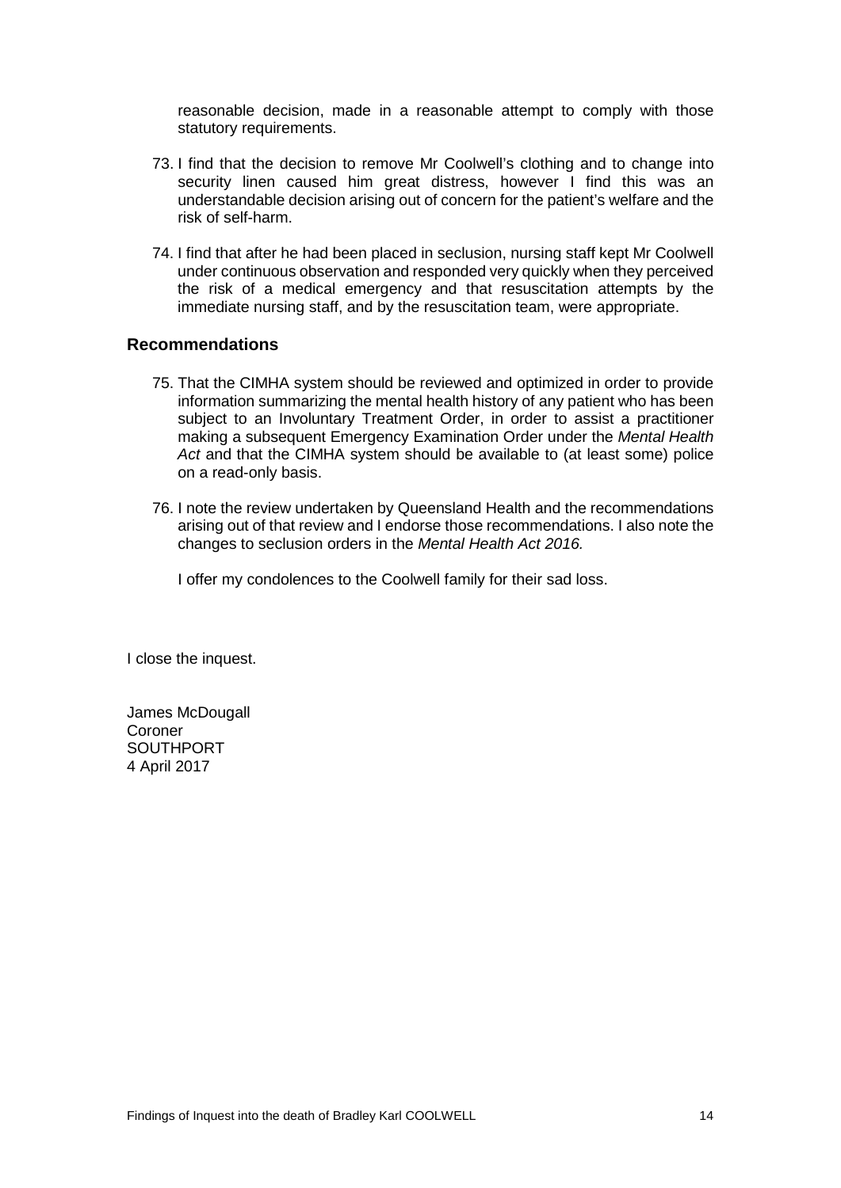reasonable decision, made in a reasonable attempt to comply with those statutory requirements.

73. I find that the decision to remove Mr Coolwell's clothing and to change into security linen caused him great distress, however I find this was an understandable decision arising out of concern for the patient's welfare and the risk of self-harm.

74. I find that after he had been placed in seclusion, nursing staff kept Mr Coolwell under continuous observation and responded very quickly when they perceived the risk of a medical emergency and that resuscitation attempts by the immediate nursing staff, and by the resuscitation team, were appropriate.

## Recommendations

75. That the CIMHA system should be reviewed and optimized in order to provide information summarizing the mental health history of any patient who has been subject to an Involuntary Treatment Order, in order to assist a practitioner making a subsequent Emergency Examination Order under the *Mental Health Act* and that the CIMHA system should be available to (at least some) police on a read-only basis.

76. I note the review undertaken by Queensland Health and the recommendations arising out of that review and I endorse those recommendations. I also note the changes to seclusion orders in the *Mental Health Act 2016.*

    I offer my condolences to the Coolwell family for their sad loss.

I close the inquest.

James McDougall
Coroner
SOUTHPORT
4 April 2017